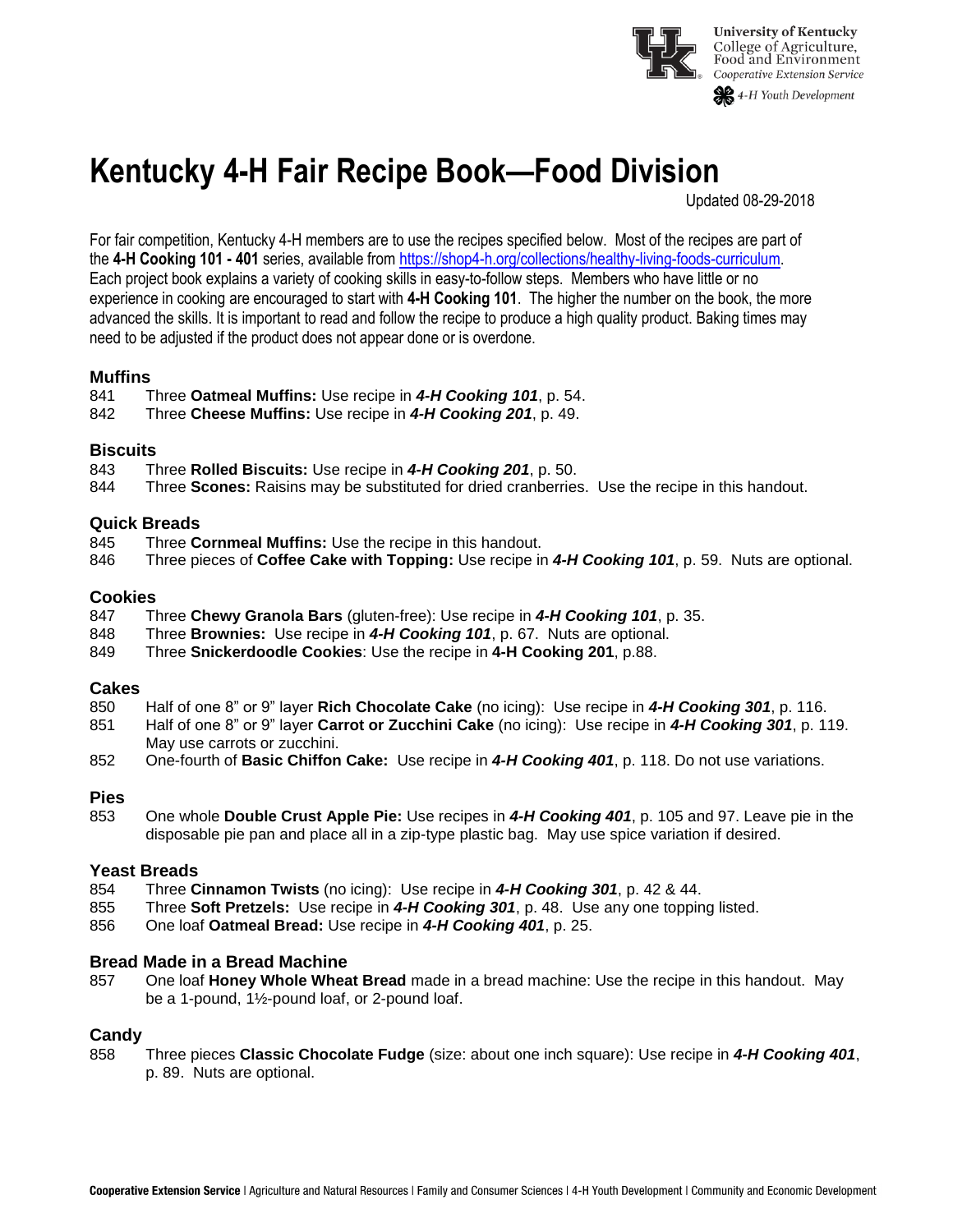University of Kentucky
College of Agriculture, Food and Environment
Cooperative Extension Service
4-H Youth Development

# Kentucky 4-H Fair Recipe Book—Food Division

Updated 08-29-2018

For fair competition, Kentucky 4-H members are to use the recipes specified below. Most of the recipes are part of the **4-H Cooking 101 - 401** series, available from https://shop4-h.org/collections/healthy-living-foods-curriculum. Each project book explains a variety of cooking skills in easy-to-follow steps. Members who have little or no experience in cooking are encouraged to start with **4-H Cooking 101**. The higher the number on the book, the more advanced the skills. It is important to read and follow the recipe to produce a high quality product. Baking times may need to be adjusted if the product does not appear done or is overdone.

### Muffins

841 Three **Oatmeal Muffins:** Use recipe in ***4-H Cooking 101***, p. 54.
842 Three **Cheese Muffins:** Use recipe in ***4-H Cooking 201***, p. 49.

### Biscuits

843 Three **Rolled Biscuits:** Use recipe in ***4-H Cooking 201***, p. 50.
844 Three **Scones:** Raisins may be substituted for dried cranberries. Use the recipe in this handout.

### Quick Breads

845 Three **Cornmeal Muffins:** Use the recipe in this handout.
846 Three pieces of **Coffee Cake with Topping:** Use recipe in ***4-H Cooking 101***, p. 59. Nuts are optional.

### Cookies

847 Three **Chewy Granola Bars** (gluten-free): Use recipe in ***4-H Cooking 101***, p. 35.
848 Three **Brownies:** Use recipe in ***4-H Cooking 101***, p. 67. Nuts are optional.
849 Three **Snickerdoodle Cookies**: Use the recipe in **4-H Cooking 201**, p.88.

### Cakes

850 Half of one 8" or 9" layer **Rich Chocolate Cake** (no icing): Use recipe in ***4-H Cooking 301***, p. 116.
851 Half of one 8" or 9" layer **Carrot or Zucchini Cake** (no icing): Use recipe in ***4-H Cooking 301***, p. 119. May use carrots or zucchini.
852 One-fourth of **Basic Chiffon Cake:** Use recipe in ***4-H Cooking 401***, p. 118. Do not use variations.

### Pies

853 One whole **Double Crust Apple Pie:** Use recipes in ***4-H Cooking 401***, p. 105 and 97. Leave pie in the disposable pie pan and place all in a zip-type plastic bag. May use spice variation if desired.

### Yeast Breads

854 Three **Cinnamon Twists** (no icing): Use recipe in ***4-H Cooking 301***, p. 42 & 44.
855 Three **Soft Pretzels:** Use recipe in ***4-H Cooking 301***, p. 48. Use any one topping listed.
856 One loaf **Oatmeal Bread:** Use recipe in ***4-H Cooking 401***, p. 25.

### Bread Made in a Bread Machine

857 One loaf **Honey Whole Wheat Bread** made in a bread machine: Use the recipe in this handout. May be a 1-pound, 1½-pound loaf, or 2-pound loaf.

### Candy

858 Three pieces **Classic Chocolate Fudge** (size: about one inch square): Use recipe in ***4-H Cooking 401***, p. 89. Nuts are optional.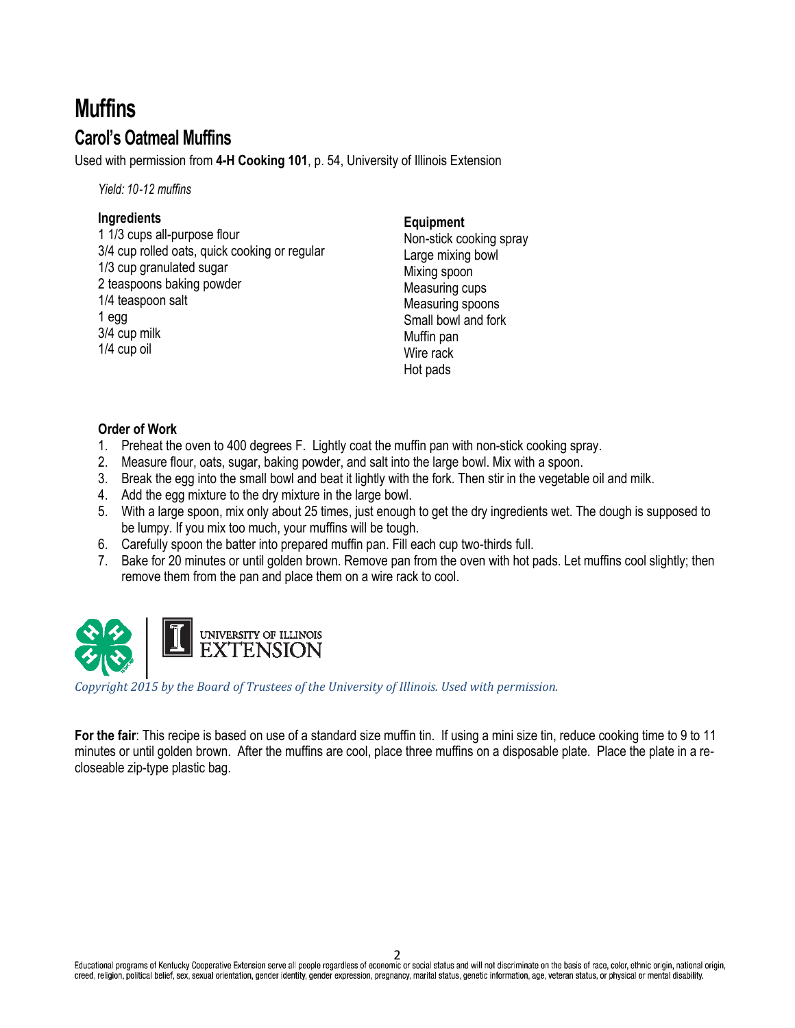# Muffins

## Carol's Oatmeal Muffins

Used with permission from **4-H Cooking 101**, p. 54, University of Illinois Extension

*Yield: 10-12 muffins*

**Ingredients**

1 1/3 cups all-purpose flour
3/4 cup rolled oats, quick cooking or regular
1/3 cup granulated sugar
2 teaspoons baking powder
1/4 teaspoon salt
1 egg
3/4 cup milk
1/4 cup oil

**Equipment**

Non-stick cooking spray
Large mixing bowl
Mixing spoon
Measuring cups
Measuring spoons
Small bowl and fork
Muffin pan
Wire rack
Hot pads

**Order of Work**

1. Preheat the oven to 400 degrees F. Lightly coat the muffin pan with non-stick cooking spray.
2. Measure flour, oats, sugar, baking powder, and salt into the large bowl. Mix with a spoon.
3. Break the egg into the small bowl and beat it lightly with the fork. Then stir in the vegetable oil and milk.
4. Add the egg mixture to the dry mixture in the large bowl.
5. With a large spoon, mix only about 25 times, just enough to get the dry ingredients wet. The dough is supposed to be lumpy. If you mix too much, your muffins will be tough.
6. Carefully spoon the batter into prepared muffin pan. Fill each cup two-thirds full.
7. Bake for 20 minutes or until golden brown. Remove pan from the oven with hot pads. Let muffins cool slightly; then remove them from the pan and place them on a wire rack to cool.

UNIVERSITY OF ILLINOIS EXTENSION

*Copyright 2015 by the Board of Trustees of the University of Illinois. Used with permission.*

**For the fair**: This recipe is based on use of a standard size muffin tin. If using a mini size tin, reduce cooking time to 9 to 11 minutes or until golden brown. After the muffins are cool, place three muffins on a disposable plate. Place the plate in a re-closeable zip-type plastic bag.

Educational programs of Kentucky Cooperative Extension serve all people regardless of economic or social status and will not discriminate on the basis of race, color, ethnic origin, national origin, creed, religion, political belief, sex, sexual orientation, gender identity, gender expression, pregnancy, marital status, genetic information, age, veteran status, or physical or mental disability.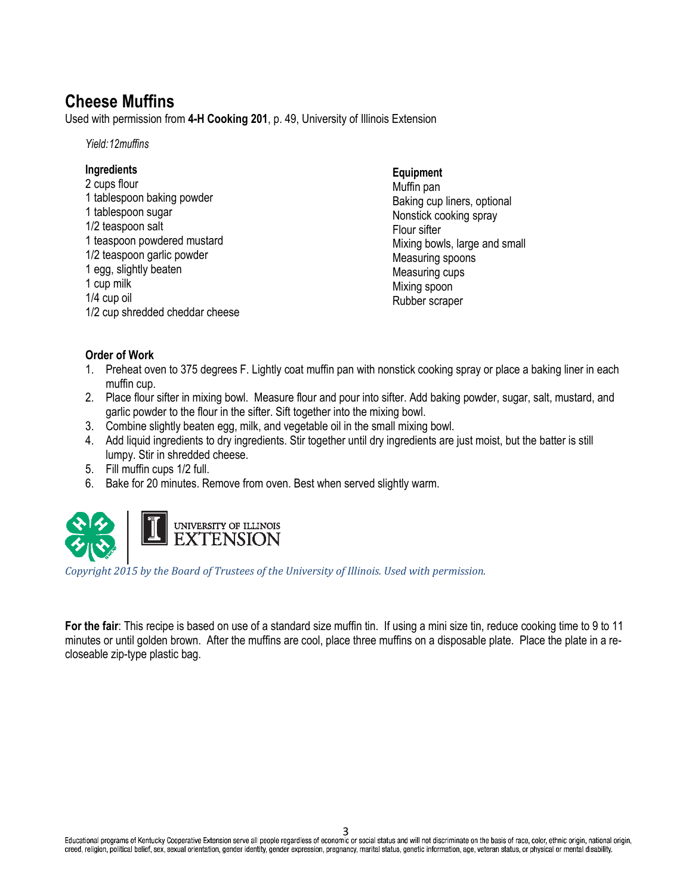# Cheese Muffins

Used with permission from **4-H Cooking 201**, p. 49, University of Illinois Extension

*Yield:12muffins*

**Ingredients**

2 cups flour
1 tablespoon baking powder
1 tablespoon sugar
1/2 teaspoon salt
1 teaspoon powdered mustard
1/2 teaspoon garlic powder
1 egg, slightly beaten
1 cup milk
1/4 cup oil
1/2 cup shredded cheddar cheese

**Equipment**

Muffin pan
Baking cup liners, optional
Nonstick cooking spray
Flour sifter
Mixing bowls, large and small
Measuring spoons
Measuring cups
Mixing spoon
Rubber scraper

**Order of Work**

1. Preheat oven to 375 degrees F. Lightly coat muffin pan with nonstick cooking spray or place a baking liner in each muffin cup.
2. Place flour sifter in mixing bowl. Measure flour and pour into sifter. Add baking powder, sugar, salt, mustard, and garlic powder to the flour in the sifter. Sift together into the mixing bowl.
3. Combine slightly beaten egg, milk, and vegetable oil in the small mixing bowl.
4. Add liquid ingredients to dry ingredients. Stir together until dry ingredients are just moist, but the batter is still lumpy. Stir in shredded cheese.
5. Fill muffin cups 1/2 full.
6. Bake for 20 minutes. Remove from oven. Best when served slightly warm.

UNIVERSITY OF ILLINOIS EXTENSION

*Copyright 2015 by the Board of Trustees of the University of Illinois. Used with permission.*

**For the fair**: This recipe is based on use of a standard size muffin tin. If using a mini size tin, reduce cooking time to 9 to 11 minutes or until golden brown. After the muffins are cool, place three muffins on a disposable plate. Place the plate in a re-closeable zip-type plastic bag.

Educational programs of Kentucky Cooperative Extension serve all people regardless of economic or social status and will not discriminate on the basis of race, color, ethnic origin, national origin, creed, religion, political belief, sex, sexual orientation, gender identity, gender expression, pregnancy, marital status, genetic information, age, veteran status, or physical or mental disability.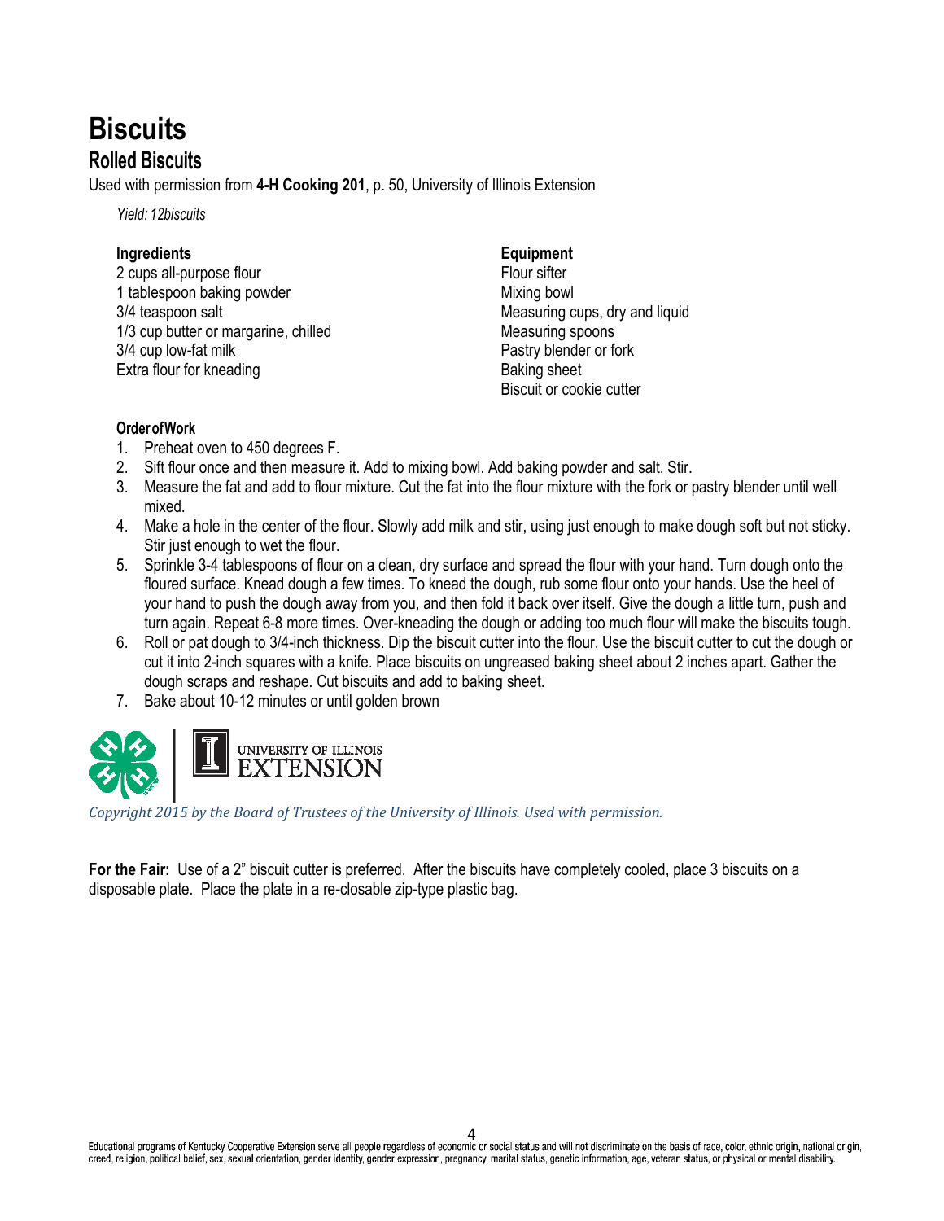# Biscuits

## Rolled Biscuits

Used with permission from **4-H Cooking 201**, p. 50, University of Illinois Extension

*Yield: 12biscuits*

**Ingredients**

2 cups all-purpose flour
1 tablespoon baking powder
3/4 teaspoon salt
1/3 cup butter or margarine, chilled
3/4 cup low-fat milk
Extra flour for kneading

**Equipment**

Flour sifter
Mixing bowl
Measuring cups, dry and liquid
Measuring spoons
Pastry blender or fork
Baking sheet
Biscuit or cookie cutter

**OrderofWork**

1. Preheat oven to 450 degrees F.
2. Sift flour once and then measure it. Add to mixing bowl. Add baking powder and salt. Stir.
3. Measure the fat and add to flour mixture. Cut the fat into the flour mixture with the fork or pastry blender until well mixed.
4. Make a hole in the center of the flour. Slowly add milk and stir, using just enough to make dough soft but not sticky. Stir just enough to wet the flour.
5. Sprinkle 3-4 tablespoons of flour on a clean, dry surface and spread the flour with your hand. Turn dough onto the floured surface. Knead dough a few times. To knead the dough, rub some flour onto your hands. Use the heel of your hand to push the dough away from you, and then fold it back over itself. Give the dough a little turn, push and turn again. Repeat 6-8 more times. Over-kneading the dough or adding too much flour will make the biscuits tough.
6. Roll or pat dough to 3/4-inch thickness. Dip the biscuit cutter into the flour. Use the biscuit cutter to cut the dough or cut it into 2-inch squares with a knife. Place biscuits on ungreased baking sheet about 2 inches apart. Gather the dough scraps and reshape. Cut biscuits and add to baking sheet.
7. Bake about 10-12 minutes or until golden brown

UNIVERSITY OF ILLINOIS EXTENSION

*Copyright 2015 by the Board of Trustees of the University of Illinois. Used with permission.*

**For the Fair:** Use of a 2" biscuit cutter is preferred. After the biscuits have completely cooled, place 3 biscuits on a disposable plate. Place the plate in a re-closable zip-type plastic bag.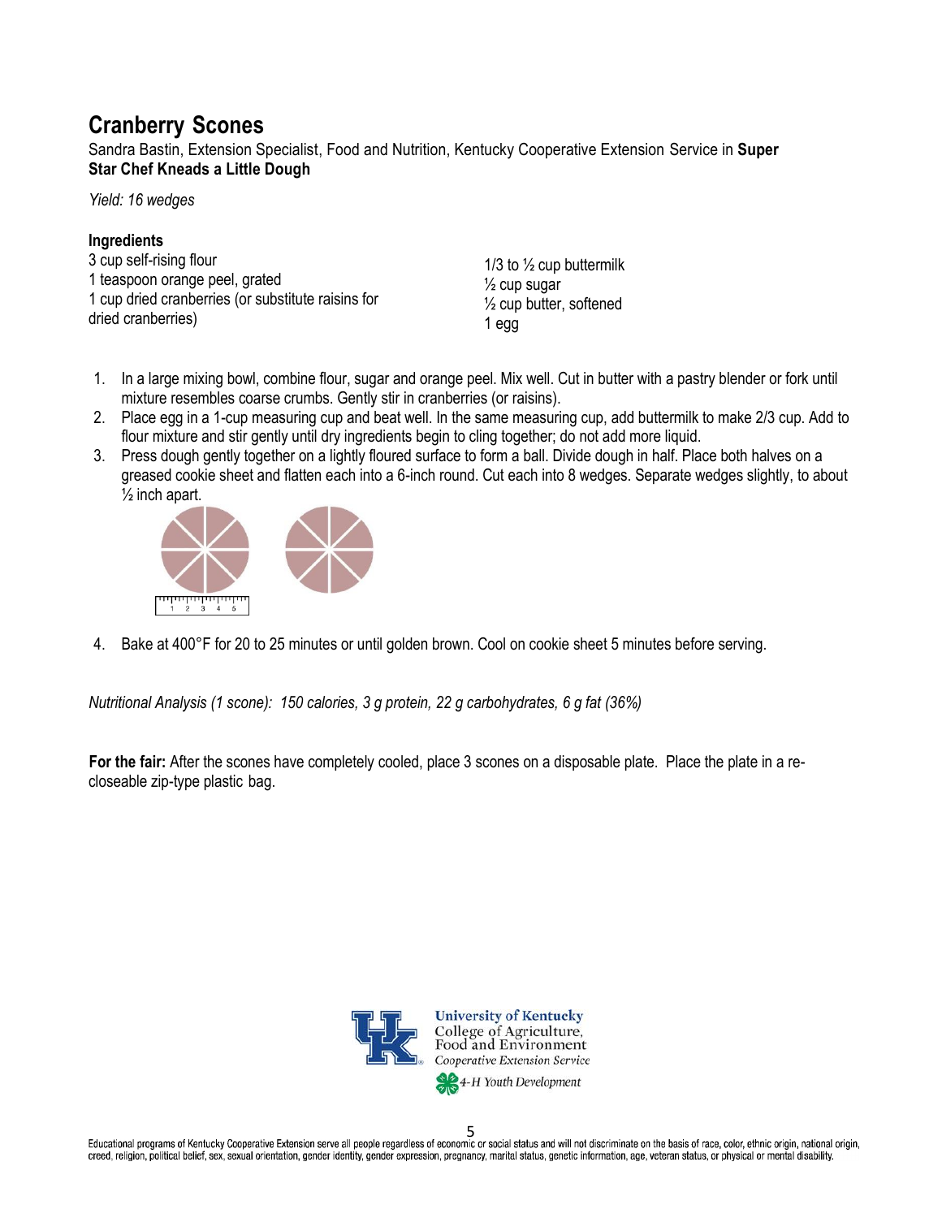# Cranberry Scones

Sandra Bastin, Extension Specialist, Food and Nutrition, Kentucky Cooperative Extension Service in **Super Star Chef Kneads a Little Dough**

*Yield: 16 wedges*

**Ingredients**

3 cup self-rising flour
1 teaspoon orange peel, grated
1 cup dried cranberries (or substitute raisins for dried cranberries)
1/3 to ½ cup buttermilk
½ cup sugar
½ cup butter, softened
1 egg

1. In a large mixing bowl, combine flour, sugar and orange peel. Mix well. Cut in butter with a pastry blender or fork until mixture resembles coarse crumbs. Gently stir in cranberries (or raisins).
2. Place egg in a 1-cup measuring cup and beat well. In the same measuring cup, add buttermilk to make 2/3 cup. Add to flour mixture and stir gently until dry ingredients begin to cling together; do not add more liquid.
3. Press dough gently together on a lightly floured surface to form a ball. Divide dough in half. Place both halves on a greased cookie sheet and flatten each into a 6-inch round. Cut each into 8 wedges. Separate wedges slightly, to about ½ inch apart.
4. Bake at 400°F for 20 to 25 minutes or until golden brown. Cool on cookie sheet 5 minutes before serving.

*Nutritional Analysis (1 scone): 150 calories, 3 g protein, 22 g carbohydrates, 6 g fat (36%)*

**For the fair:** After the scones have completely cooled, place 3 scones on a disposable plate. Place the plate in a re-closeable zip-type plastic bag.

University of Kentucky
College of Agriculture, Food and Environment
Cooperative Extension Service
4-H Youth Development

Educational programs of Kentucky Cooperative Extension serve all people regardless of economic or social status and will not discriminate on the basis of race, color, ethnic origin, national origin, creed, religion, political belief, sex, sexual orientation, gender identity, gender expression, pregnancy, marital status, genetic information, age, veteran status, or physical or mental disability.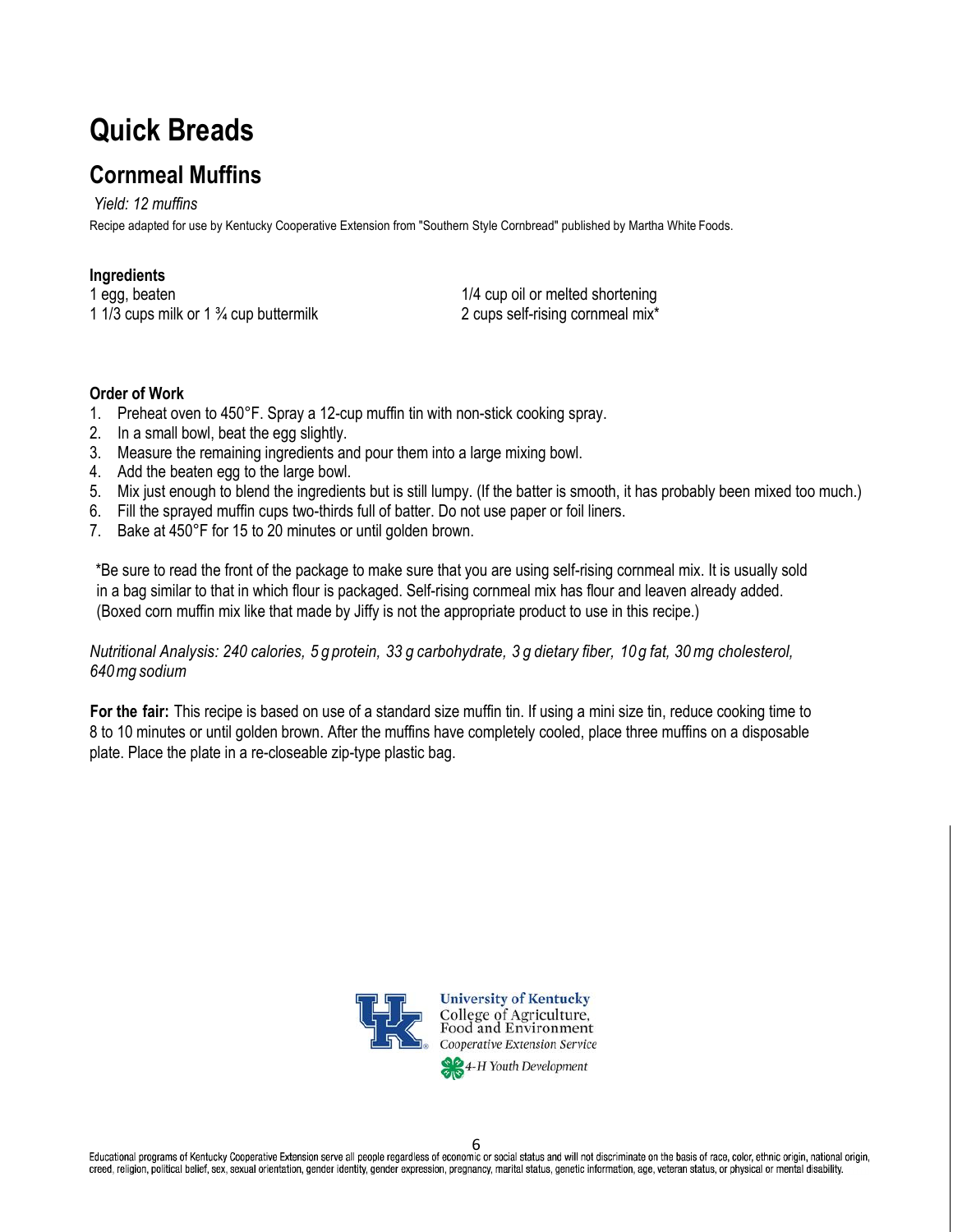# Quick Breads

## Cornmeal Muffins

*Yield: 12 muffins*

Recipe adapted for use by Kentucky Cooperative Extension from "Southern Style Cornbread" published by Martha White Foods.

**Ingredients**

1 egg, beaten
1 1/3 cups milk or 1 ¾ cup buttermilk
1/4 cup oil or melted shortening
2 cups self-rising cornmeal mix*

**Order of Work**

1. Preheat oven to 450°F. Spray a 12-cup muffin tin with non-stick cooking spray.
2. In a small bowl, beat the egg slightly.
3. Measure the remaining ingredients and pour them into a large mixing bowl.
4. Add the beaten egg to the large bowl.
5. Mix just enough to blend the ingredients but is still lumpy. (If the batter is smooth, it has probably been mixed too much.)
6. Fill the sprayed muffin cups two-thirds full of batter. Do not use paper or foil liners.
7. Bake at 450°F for 15 to 20 minutes or until golden brown.

*Be sure to read the front of the package to make sure that you are using self-rising cornmeal mix. It is usually sold in a bag similar to that in which flour is packaged. Self-rising cornmeal mix has flour and leaven already added. (Boxed corn muffin mix like that made by Jiffy is not the appropriate product to use in this recipe.)

*Nutritional Analysis: 240 calories, 5 g protein, 33 g carbohydrate, 3 g dietary fiber, 10 g fat, 30 mg cholesterol, 640 mg sodium*

**For the fair:** This recipe is based on use of a standard size muffin tin. If using a mini size tin, reduce cooking time to 8 to 10 minutes or until golden brown. After the muffins have completely cooled, place three muffins on a disposable plate. Place the plate in a re-closeable zip-type plastic bag.

University of Kentucky
College of Agriculture, Food and Environment
Cooperative Extension Service
4-H Youth Development

Educational programs of Kentucky Cooperative Extension serve all people regardless of economic or social status and will not discriminate on the basis of race, color, ethnic origin, national origin, creed, religion, political belief, sex, sexual orientation, gender identity, gender expression, pregnancy, marital status, genetic information, age, veteran status, or physical or mental disability.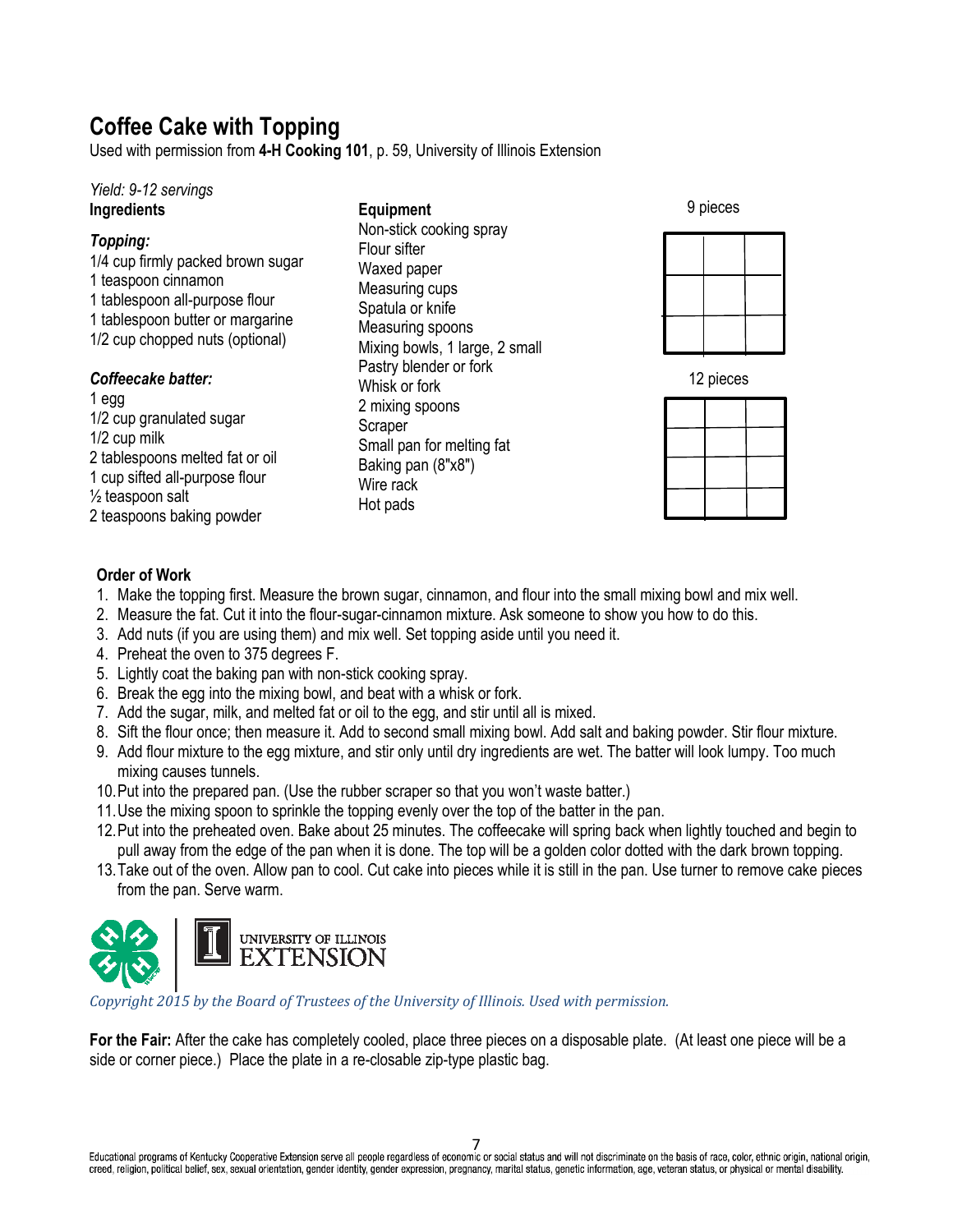# Coffee Cake with Topping

Used with permission from **4-H Cooking 101**, p. 59, University of Illinois Extension

*Yield: 9-12 servings*

**Ingredients**

***Topping:***

1/4 cup firmly packed brown sugar
1 teaspoon cinnamon
1 tablespoon all-purpose flour
1 tablespoon butter or margarine
1/2 cup chopped nuts (optional)

***Coffeecake batter:***

1 egg
1/2 cup granulated sugar
1/2 cup milk
2 tablespoons melted fat or oil
1 cup sifted all-purpose flour
½ teaspoon salt
2 teaspoons baking powder

**Equipment**

Non-stick cooking spray
Flour sifter
Waxed paper
Measuring cups
Spatula or knife
Measuring spoons
Mixing bowls, 1 large, 2 small
Pastry blender or fork
Whisk or fork
2 mixing spoons
Scraper
Small pan for melting fat
Baking pan (8"x8")
Wire rack
Hot pads

9 pieces

12 pieces

**Order of Work**

1. Make the topping first. Measure the brown sugar, cinnamon, and flour into the small mixing bowl and mix well.
2. Measure the fat. Cut it into the flour-sugar-cinnamon mixture. Ask someone to show you how to do this.
3. Add nuts (if you are using them) and mix well. Set topping aside until you need it.
4. Preheat the oven to 375 degrees F.
5. Lightly coat the baking pan with non-stick cooking spray.
6. Break the egg into the mixing bowl, and beat with a whisk or fork.
7. Add the sugar, milk, and melted fat or oil to the egg, and stir until all is mixed.
8. Sift the flour once; then measure it. Add to second small mixing bowl. Add salt and baking powder. Stir flour mixture.
9. Add flour mixture to the egg mixture, and stir only until dry ingredients are wet. The batter will look lumpy. Too much mixing causes tunnels.
10. Put into the prepared pan. (Use the rubber scraper so that you won't waste batter.)
11. Use the mixing spoon to sprinkle the topping evenly over the top of the batter in the pan.
12. Put into the preheated oven. Bake about 25 minutes. The coffeecake will spring back when lightly touched and begin to pull away from the edge of the pan when it is done. The top will be a golden color dotted with the dark brown topping.
13. Take out of the oven. Allow pan to cool. Cut cake into pieces while it is still in the pan. Use turner to remove cake pieces from the pan. Serve warm.

UNIVERSITY OF ILLINOIS EXTENSION

*Copyright 2015 by the Board of Trustees of the University of Illinois. Used with permission.*

**For the Fair:** After the cake has completely cooled, place three pieces on a disposable plate. (At least one piece will be a side or corner piece.) Place the plate in a re-closable zip-type plastic bag.

Educational programs of Kentucky Cooperative Extension serve all people regardless of economic or social status and will not discriminate on the basis of race, color, ethnic origin, national origin, creed, religion, political belief, sex, sexual orientation, gender identity, gender expression, pregnancy, marital status, genetic information, age, veteran status, or physical or mental disability.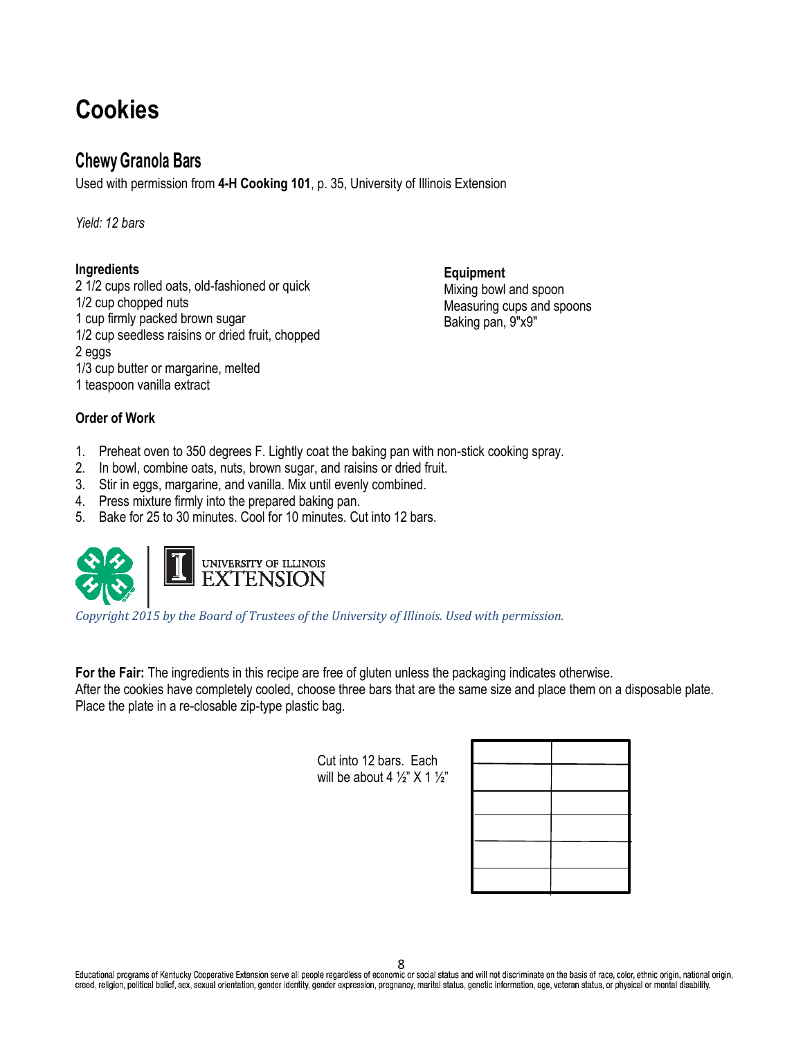# Cookies

## Chewy Granola Bars

Used with permission from **4-H Cooking 101**, p. 35, University of Illinois Extension

*Yield: 12 bars*

**Ingredients**

2 1/2 cups rolled oats, old-fashioned or quick
1/2 cup chopped nuts
1 cup firmly packed brown sugar
1/2 cup seedless raisins or dried fruit, chopped
2 eggs
1/3 cup butter or margarine, melted
1 teaspoon vanilla extract

**Equipment**

Mixing bowl and spoon
Measuring cups and spoons
Baking pan, 9"x9"

**Order of Work**

1. Preheat oven to 350 degrees F. Lightly coat the baking pan with non-stick cooking spray.
2. In bowl, combine oats, nuts, brown sugar, and raisins or dried fruit.
3. Stir in eggs, margarine, and vanilla. Mix until evenly combined.
4. Press mixture firmly into the prepared baking pan.
5. Bake for 25 to 30 minutes. Cool for 10 minutes. Cut into 12 bars.

UNIVERSITY OF ILLINOIS EXTENSION

*Copyright 2015 by the Board of Trustees of the University of Illinois. Used with permission.*

**For the Fair:** The ingredients in this recipe are free of gluten unless the packaging indicates otherwise.
After the cookies have completely cooled, choose three bars that are the same size and place them on a disposable plate. Place the plate in a re-closable zip-type plastic bag.

Cut into 12 bars. Each will be about 4 ½" X 1 ½"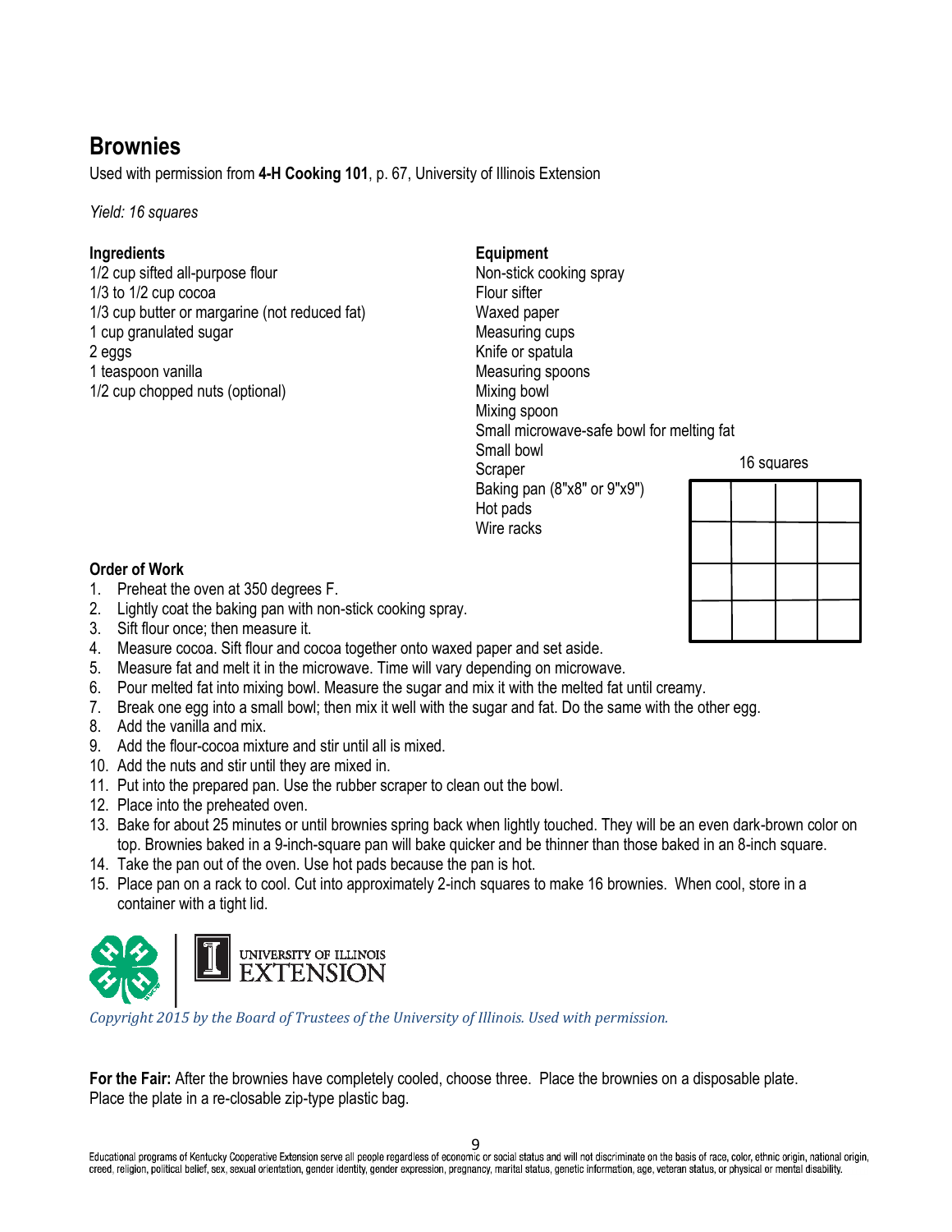## Brownies

Used with permission from **4-H Cooking 101**, p. 67, University of Illinois Extension

*Yield: 16 squares*

**Ingredients**

1/2 cup sifted all-purpose flour
1/3 to 1/2 cup cocoa
1/3 cup butter or margarine (not reduced fat)
1 cup granulated sugar
2 eggs
1 teaspoon vanilla
1/2 cup chopped nuts (optional)

**Equipment**

Non-stick cooking spray
Flour sifter
Waxed paper
Measuring cups
Knife or spatula
Measuring spoons
Mixing bowl
Mixing spoon
Small microwave-safe bowl for melting fat
Small bowl
Scraper
Baking pan (8"x8" or 9"x9")
Hot pads
Wire racks

16 squares

**Order of Work**

1. Preheat the oven at 350 degrees F.
2. Lightly coat the baking pan with non-stick cooking spray.
3. Sift flour once; then measure it.
4. Measure cocoa. Sift flour and cocoa together onto waxed paper and set aside.
5. Measure fat and melt it in the microwave. Time will vary depending on microwave.
6. Pour melted fat into mixing bowl. Measure the sugar and mix it with the melted fat until creamy.
7. Break one egg into a small bowl; then mix it well with the sugar and fat. Do the same with the other egg.
8. Add the vanilla and mix.
9. Add the flour-cocoa mixture and stir until all is mixed.
10. Add the nuts and stir until they are mixed in.
11. Put into the prepared pan. Use the rubber scraper to clean out the bowl.
12. Place into the preheated oven.
13. Bake for about 25 minutes or until brownies spring back when lightly touched. They will be an even dark-brown color on top. Brownies baked in a 9-inch-square pan will bake quicker and be thinner than those baked in an 8-inch square.
14. Take the pan out of the oven. Use hot pads because the pan is hot.
15. Place pan on a rack to cool. Cut into approximately 2-inch squares to make 16 brownies. When cool, store in a container with a tight lid.

UNIVERSITY OF ILLINOIS EXTENSION

*Copyright 2015 by the Board of Trustees of the University of Illinois. Used with permission.*

**For the Fair:** After the brownies have completely cooled, choose three. Place the brownies on a disposable plate. Place the plate in a re-closable zip-type plastic bag.

Educational programs of Kentucky Cooperative Extension serve all people regardless of economic or social status and will not discriminate on the basis of race, color, ethnic origin, national origin, creed, religion, political belief, sex, sexual orientation, gender identity, gender expression, pregnancy, marital status, genetic information, age, veteran status, or physical or mental disability.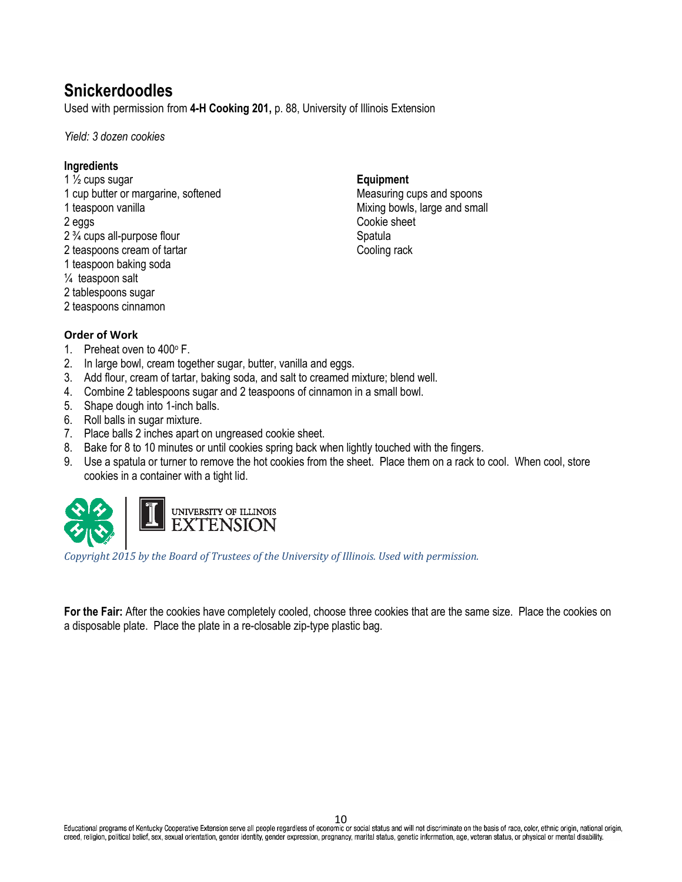# Snickerdoodles

Used with permission from **4-H Cooking 201,** p. 88, University of Illinois Extension

*Yield: 3 dozen cookies*

**Ingredients**

1 ½ cups sugar
1 cup butter or margarine, softened
1 teaspoon vanilla
2 eggs
2 ¾ cups all-purpose flour
2 teaspoons cream of tartar
1 teaspoon baking soda
¼ teaspoon salt
2 tablespoons sugar
2 teaspoons cinnamon

**Equipment**

Measuring cups and spoons
Mixing bowls, large and small
Cookie sheet
Spatula
Cooling rack

**Order of Work**

1. Preheat oven to 400° F.
2. In large bowl, cream together sugar, butter, vanilla and eggs.
3. Add flour, cream of tartar, baking soda, and salt to creamed mixture; blend well.
4. Combine 2 tablespoons sugar and 2 teaspoons of cinnamon in a small bowl.
5. Shape dough into 1-inch balls.
6. Roll balls in sugar mixture.
7. Place balls 2 inches apart on ungreased cookie sheet.
8. Bake for 8 to 10 minutes or until cookies spring back when lightly touched with the fingers.
9. Use a spatula or turner to remove the hot cookies from the sheet. Place them on a rack to cool. When cool, store cookies in a container with a tight lid.

UNIVERSITY OF ILLINOIS EXTENSION

*Copyright 2015 by the Board of Trustees of the University of Illinois. Used with permission.*

**For the Fair:** After the cookies have completely cooled, choose three cookies that are the same size. Place the cookies on a disposable plate. Place the plate in a re-closable zip-type plastic bag.

Educational programs of Kentucky Cooperative Extension serve all people regardless of economic or social status and will not discriminate on the basis of race, color, ethnic origin, national origin, creed, religion, political belief, sex, sexual orientation, gender identity, gender expression, pregnancy, marital status, genetic information, age, veteran status, or physical or mental disability.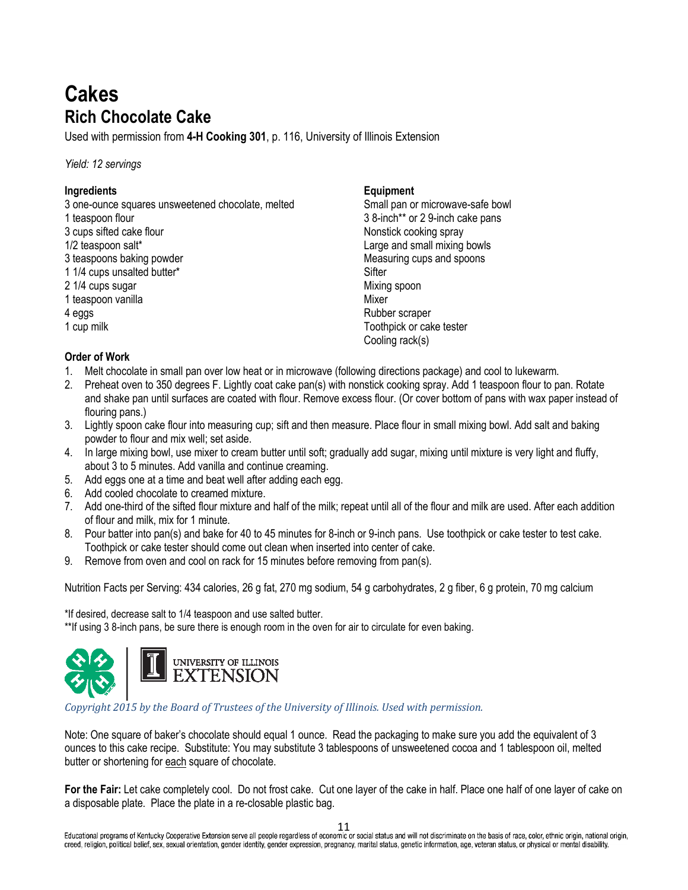# Cakes

## Rich Chocolate Cake

Used with permission from **4-H Cooking 301**, p. 116, University of Illinois Extension

*Yield: 12 servings*

**Ingredients**

3 one-ounce squares unsweetened chocolate, melted
1 teaspoon flour
3 cups sifted cake flour
1/2 teaspoon salt*
3 teaspoons baking powder
1 1/4 cups unsalted butter*
2 1/4 cups sugar
1 teaspoon vanilla
4 eggs
1 cup milk

**Equipment**

Small pan or microwave-safe bowl
3 8-inch** or 2 9-inch cake pans
Nonstick cooking spray
Large and small mixing bowls
Measuring cups and spoons
Sifter
Mixing spoon
Mixer
Rubber scraper
Toothpick or cake tester
Cooling rack(s)

**Order of Work**

1. Melt chocolate in small pan over low heat or in microwave (following directions package) and cool to lukewarm.
2. Preheat oven to 350 degrees F. Lightly coat cake pan(s) with nonstick cooking spray. Add 1 teaspoon flour to pan. Rotate and shake pan until surfaces are coated with flour. Remove excess flour. (Or cover bottom of pans with wax paper instead of flouring pans.)
3. Lightly spoon cake flour into measuring cup; sift and then measure. Place flour in small mixing bowl. Add salt and baking powder to flour and mix well; set aside.
4. In large mixing bowl, use mixer to cream butter until soft; gradually add sugar, mixing until mixture is very light and fluffy, about 3 to 5 minutes. Add vanilla and continue creaming.
5. Add eggs one at a time and beat well after adding each egg.
6. Add cooled chocolate to creamed mixture.
7. Add one-third of the sifted flour mixture and half of the milk; repeat until all of the flour and milk are used. After each addition of flour and milk, mix for 1 minute.
8. Pour batter into pan(s) and bake for 40 to 45 minutes for 8-inch or 9-inch pans. Use toothpick or cake tester to test cake. Toothpick or cake tester should come out clean when inserted into center of cake.
9. Remove from oven and cool on rack for 15 minutes before removing from pan(s).

Nutrition Facts per Serving: 434 calories, 26 g fat, 270 mg sodium, 54 g carbohydrates, 2 g fiber, 6 g protein, 70 mg calcium

*If desired, decrease salt to 1/4 teaspoon and use salted butter.
**If using 3 8-inch pans, be sure there is enough room in the oven for air to circulate for even baking.

UNIVERSITY OF ILLINOIS EXTENSION

*Copyright 2015 by the Board of Trustees of the University of Illinois. Used with permission.*

Note: One square of baker's chocolate should equal 1 ounce. Read the packaging to make sure you add the equivalent of 3 ounces to this cake recipe. Substitute: You may substitute 3 tablespoons of unsweetened cocoa and 1 tablespoon oil, melted butter or shortening for each square of chocolate.

**For the Fair:** Let cake completely cool. Do not frost cake. Cut one layer of the cake in half. Place one half of one layer of cake on a disposable plate. Place the plate in a re-closable plastic bag.

Educational programs of Kentucky Cooperative Extension serve all people regardless of economic or social status and will not discriminate on the basis of race, color, ethnic origin, national origin, creed, religion, political belief, sex, sexual orientation, gender identity, gender expression, pregnancy, marital status, genetic information, age, veteran status, or physical or mental disability.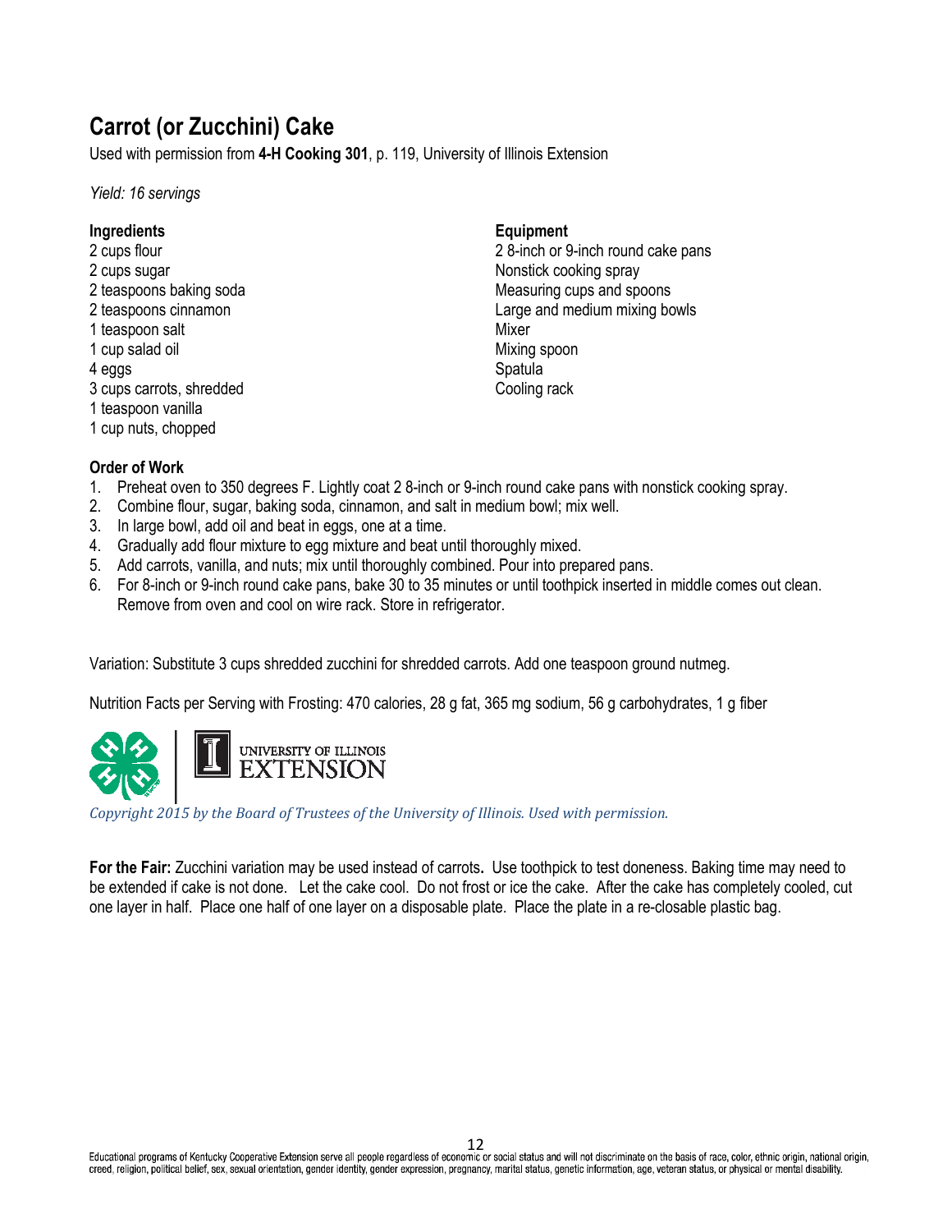# Carrot (or Zucchini) Cake

Used with permission from **4-H Cooking 301**, p. 119, University of Illinois Extension

*Yield: 16 servings*

**Ingredients**

2 cups flour
2 cups sugar
2 teaspoons baking soda
2 teaspoons cinnamon
1 teaspoon salt
1 cup salad oil
4 eggs
3 cups carrots, shredded
1 teaspoon vanilla
1 cup nuts, chopped

**Equipment**

2 8-inch or 9-inch round cake pans
Nonstick cooking spray
Measuring cups and spoons
Large and medium mixing bowls
Mixer
Mixing spoon
Spatula
Cooling rack

**Order of Work**

1. Preheat oven to 350 degrees F. Lightly coat 2 8-inch or 9-inch round cake pans with nonstick cooking spray.
2. Combine flour, sugar, baking soda, cinnamon, and salt in medium bowl; mix well.
3. In large bowl, add oil and beat in eggs, one at a time.
4. Gradually add flour mixture to egg mixture and beat until thoroughly mixed.
5. Add carrots, vanilla, and nuts; mix until thoroughly combined. Pour into prepared pans.
6. For 8-inch or 9-inch round cake pans, bake 30 to 35 minutes or until toothpick inserted in middle comes out clean. Remove from oven and cool on wire rack. Store in refrigerator.

Variation: Substitute 3 cups shredded zucchini for shredded carrots. Add one teaspoon ground nutmeg.

Nutrition Facts per Serving with Frosting: 470 calories, 28 g fat, 365 mg sodium, 56 g carbohydrates, 1 g fiber

UNIVERSITY OF ILLINOIS EXTENSION

*Copyright 2015 by the Board of Trustees of the University of Illinois. Used with permission.*

**For the Fair:** Zucchini variation may be used instead of carrots**.** Use toothpick to test doneness. Baking time may need to be extended if cake is not done. Let the cake cool. Do not frost or ice the cake. After the cake has completely cooled, cut one layer in half. Place one half of one layer on a disposable plate. Place the plate in a re-closable plastic bag.

Educational programs of Kentucky Cooperative Extension serve all people regardless of economic or social status and will not discriminate on the basis of race, color, ethnic origin, national origin, creed, religion, political belief, sex, sexual orientation, gender identity, gender expression, pregnancy, marital status, genetic information, age, veteran status, or physical or mental disability.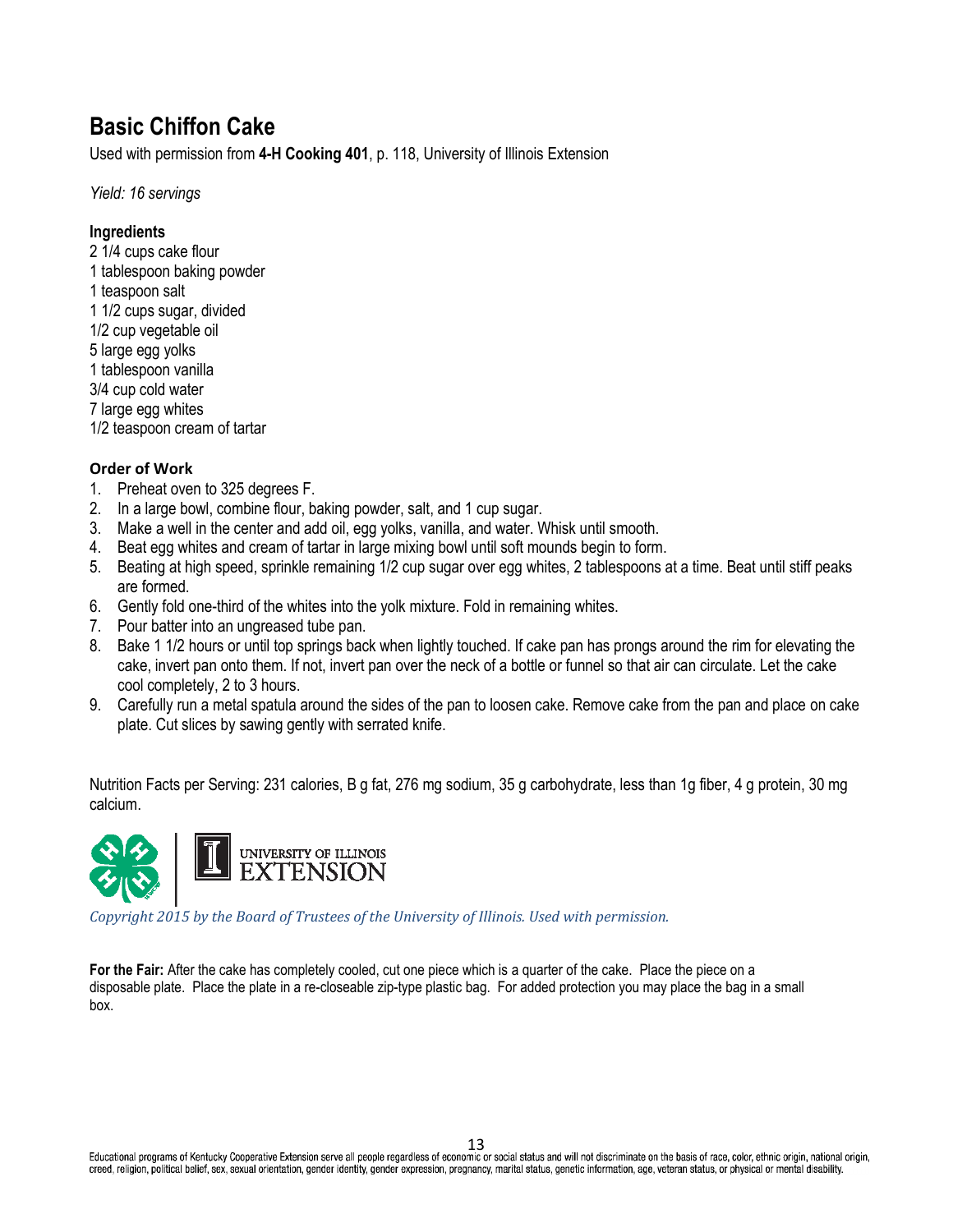# Basic Chiffon Cake

Used with permission from **4-H Cooking 401**, p. 118, University of Illinois Extension

*Yield: 16 servings*

### Ingredients

2 1/4 cups cake flour
1 tablespoon baking powder
1 teaspoon salt
1 1/2 cups sugar, divided
1/2 cup vegetable oil
5 large egg yolks
1 tablespoon vanilla
3/4 cup cold water
7 large egg whites
1/2 teaspoon cream of tartar

### Order of Work

1. Preheat oven to 325 degrees F.
2. In a large bowl, combine flour, baking powder, salt, and 1 cup sugar.
3. Make a well in the center and add oil, egg yolks, vanilla, and water. Whisk until smooth.
4. Beat egg whites and cream of tartar in large mixing bowl until soft mounds begin to form.
5. Beating at high speed, sprinkle remaining 1/2 cup sugar over egg whites, 2 tablespoons at a time. Beat until stiff peaks are formed.
6. Gently fold one-third of the whites into the yolk mixture. Fold in remaining whites.
7. Pour batter into an ungreased tube pan.
8. Bake 1 1/2 hours or until top springs back when lightly touched. If cake pan has prongs around the rim for elevating the cake, invert pan onto them. If not, invert pan over the neck of a bottle or funnel so that air can circulate. Let the cake cool completely, 2 to 3 hours.
9. Carefully run a metal spatula around the sides of the pan to loosen cake. Remove cake from the pan and place on cake plate. Cut slices by sawing gently with serrated knife.

Nutrition Facts per Serving: 231 calories, B g fat, 276 mg sodium, 35 g carbohydrate, less than 1g fiber, 4 g protein, 30 mg calcium.

UNIVERSITY OF ILLINOIS EXTENSION

*Copyright 2015 by the Board of Trustees of the University of Illinois. Used with permission.*

**For the Fair:** After the cake has completely cooled, cut one piece which is a quarter of the cake. Place the piece on a disposable plate. Place the plate in a re-closeable zip-type plastic bag. For added protection you may place the bag in a small box.

Educational programs of Kentucky Cooperative Extension serve all people regardless of economic or social status and will not discriminate on the basis of race, color, ethnic origin, national origin, creed, religion, political belief, sex, sexual orientation, gender identity, gender expression, pregnancy, marital status, genetic information, age, veteran status, or physical or mental disability.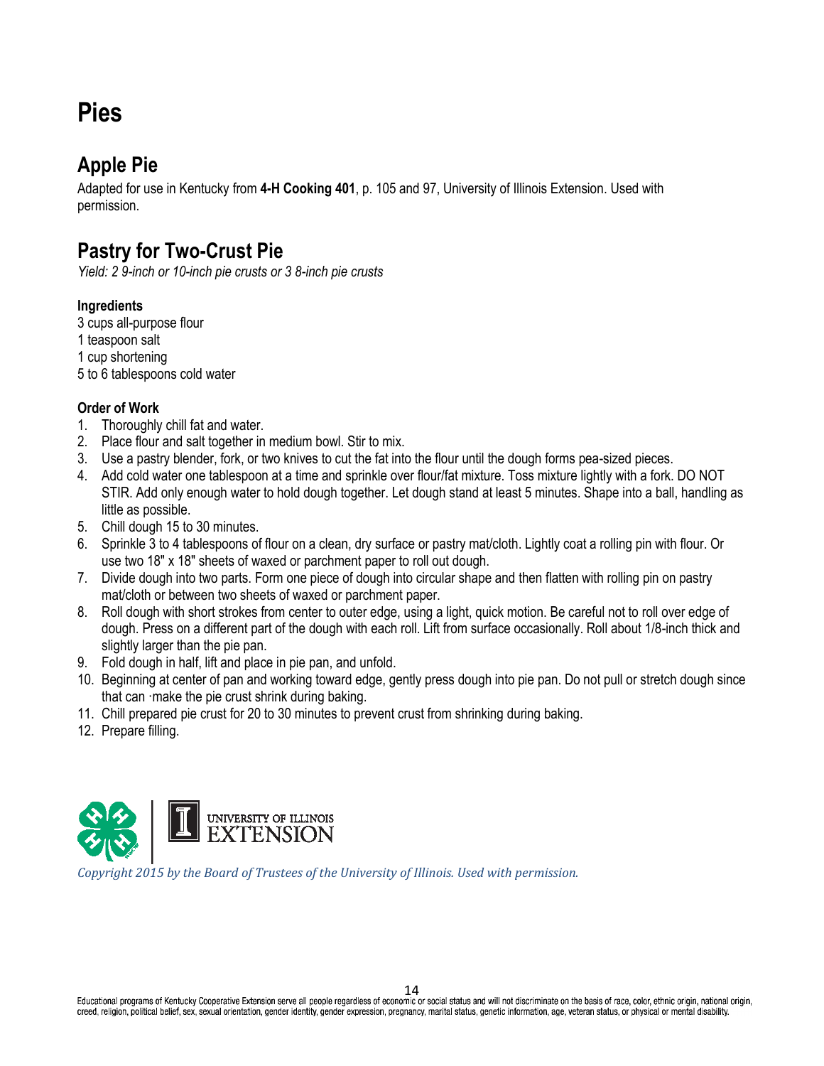# Pies

## Apple Pie

Adapted for use in Kentucky from **4-H Cooking 401**, p. 105 and 97, University of Illinois Extension. Used with permission.

## Pastry for Two-Crust Pie

*Yield: 2 9-inch or 10-inch pie crusts or 3 8-inch pie crusts*

**Ingredients**

3 cups all-purpose flour
1 teaspoon salt
1 cup shortening
5 to 6 tablespoons cold water

**Order of Work**

1. Thoroughly chill fat and water.
2. Place flour and salt together in medium bowl. Stir to mix.
3. Use a pastry blender, fork, or two knives to cut the fat into the flour until the dough forms pea-sized pieces.
4. Add cold water one tablespoon at a time and sprinkle over flour/fat mixture. Toss mixture lightly with a fork. DO NOT STIR. Add only enough water to hold dough together. Let dough stand at least 5 minutes. Shape into a ball, handling as little as possible.
5. Chill dough 15 to 30 minutes.
6. Sprinkle 3 to 4 tablespoons of flour on a clean, dry surface or pastry mat/cloth. Lightly coat a rolling pin with flour. Or use two 18" x 18" sheets of waxed or parchment paper to roll out dough.
7. Divide dough into two parts. Form one piece of dough into circular shape and then flatten with rolling pin on pastry mat/cloth or between two sheets of waxed or parchment paper.
8. Roll dough with short strokes from center to outer edge, using a light, quick motion. Be careful not to roll over edge of dough. Press on a different part of the dough with each roll. Lift from surface occasionally. Roll about 1/8-inch thick and slightly larger than the pie pan.
9. Fold dough in half, lift and place in pie pan, and unfold.
10. Beginning at center of pan and working toward edge, gently press dough into pie pan. Do not pull or stretch dough since that can ·make the pie crust shrink during baking.
11. Chill prepared pie crust for 20 to 30 minutes to prevent crust from shrinking during baking.
12. Prepare filling.

UNIVERSITY OF ILLINOIS EXTENSION

*Copyright 2015 by the Board of Trustees of the University of Illinois. Used with permission.*

Educational programs of Kentucky Cooperative Extension serve all people regardless of economic or social status and will not discriminate on the basis of race, color, ethnic origin, national origin, creed, religion, political belief, sex, sexual orientation, gender identity, gender expression, pregnancy, marital status, genetic information, age, veteran status, or physical or mental disability.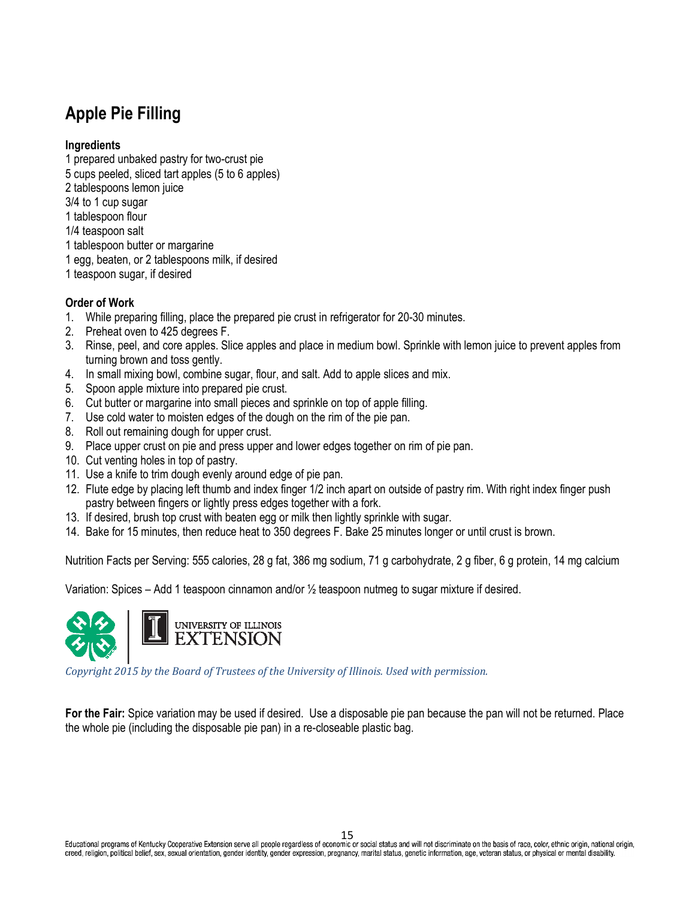# Apple Pie Filling

**Ingredients**

1 prepared unbaked pastry for two-crust pie
5 cups peeled, sliced tart apples (5 to 6 apples)
2 tablespoons lemon juice
3/4 to 1 cup sugar
1 tablespoon flour
1/4 teaspoon salt
1 tablespoon butter or margarine
1 egg, beaten, or 2 tablespoons milk, if desired
1 teaspoon sugar, if desired

**Order of Work**

1. While preparing filling, place the prepared pie crust in refrigerator for 20-30 minutes.
2. Preheat oven to 425 degrees F.
3. Rinse, peel, and core apples. Slice apples and place in medium bowl. Sprinkle with lemon juice to prevent apples from turning brown and toss gently.
4. In small mixing bowl, combine sugar, flour, and salt. Add to apple slices and mix.
5. Spoon apple mixture into prepared pie crust.
6. Cut butter or margarine into small pieces and sprinkle on top of apple filling.
7. Use cold water to moisten edges of the dough on the rim of the pie pan.
8. Roll out remaining dough for upper crust.
9. Place upper crust on pie and press upper and lower edges together on rim of pie pan.
10. Cut venting holes in top of pastry.
11. Use a knife to trim dough evenly around edge of pie pan.
12. Flute edge by placing left thumb and index finger 1/2 inch apart on outside of pastry rim. With right index finger push pastry between fingers or lightly press edges together with a fork.
13. If desired, brush top crust with beaten egg or milk then lightly sprinkle with sugar.
14. Bake for 15 minutes, then reduce heat to 350 degrees F. Bake 25 minutes longer or until crust is brown.

Nutrition Facts per Serving: 555 calories, 28 g fat, 386 mg sodium, 71 g carbohydrate, 2 g fiber, 6 g protein, 14 mg calcium

Variation: Spices – Add 1 teaspoon cinnamon and/or ½ teaspoon nutmeg to sugar mixture if desired.

UNIVERSITY OF ILLINOIS EXTENSION

*Copyright 2015 by the Board of Trustees of the University of Illinois. Used with permission.*

**For the Fair:** Spice variation may be used if desired. Use a disposable pie pan because the pan will not be returned. Place the whole pie (including the disposable pie pan) in a re-closeable plastic bag.

Educational programs of Kentucky Cooperative Extension serve all people regardless of economic or social status and will not discriminate on the basis of race, color, ethnic origin, national origin, creed, religion, political belief, sex, sexual orientation, gender identity, gender expression, pregnancy, marital status, genetic information, age, veteran status, or physical or mental disability.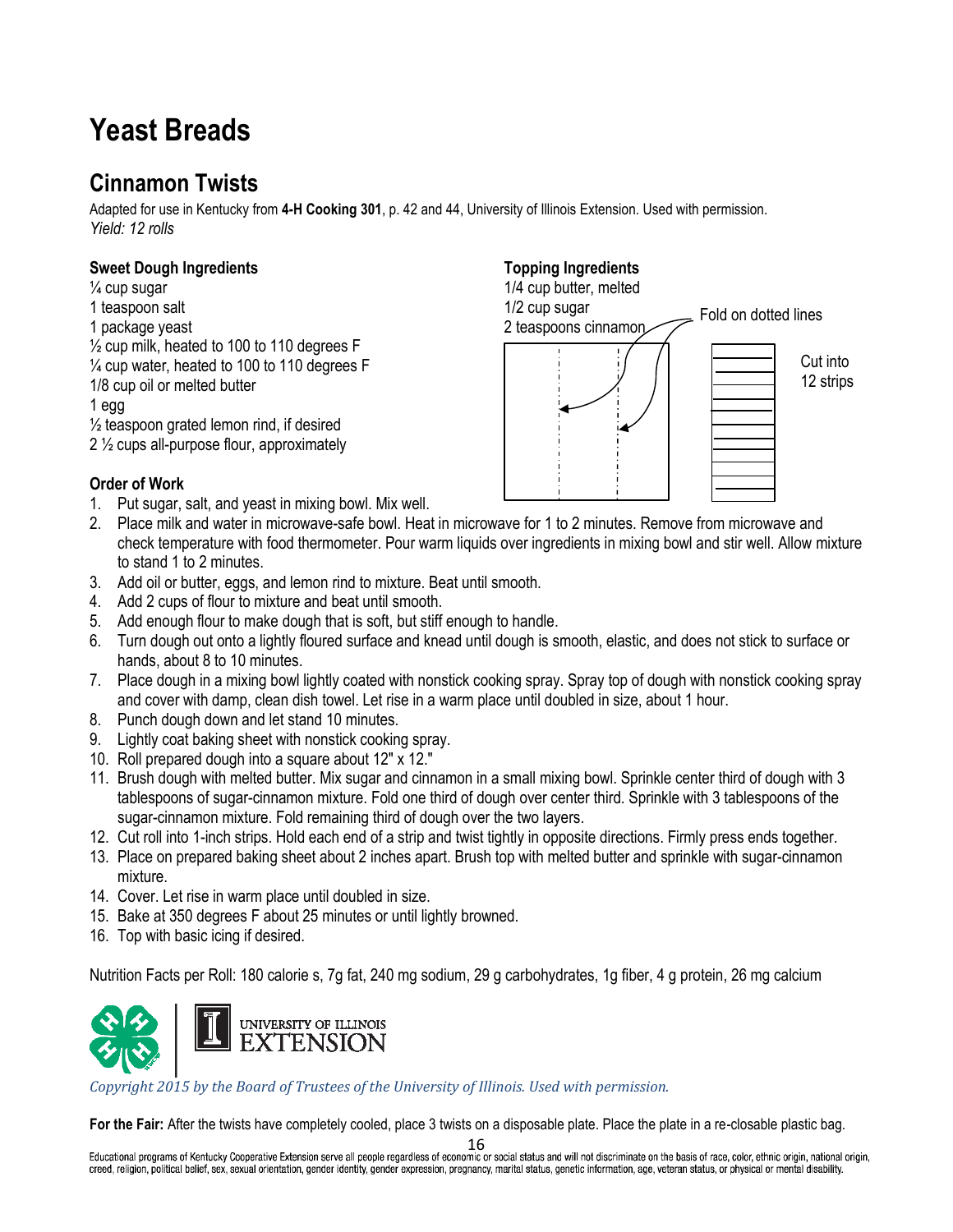# Yeast Breads

## Cinnamon Twists

Adapted for use in Kentucky from **4-H Cooking 301**, p. 42 and 44, University of Illinois Extension. Used with permission.
*Yield: 12 rolls*

**Sweet Dough Ingredients**
¼ cup sugar
1 teaspoon salt
1 package yeast
½ cup milk, heated to 100 to 110 degrees F
¼ cup water, heated to 100 to 110 degrees F
1/8 cup oil or melted butter
1 egg
½ teaspoon grated lemon rind, if desired
2 ½ cups all-purpose flour, approximately

**Topping Ingredients**
1/4 cup butter, melted
1/2 cup sugar
2 teaspoons cinnamon

Fold on dotted lines

Cut into 12 strips

**Order of Work**

1. Put sugar, salt, and yeast in mixing bowl. Mix well.
2. Place milk and water in microwave-safe bowl. Heat in microwave for 1 to 2 minutes. Remove from microwave and check temperature with food thermometer. Pour warm liquids over ingredients in mixing bowl and stir well. Allow mixture to stand 1 to 2 minutes.
3. Add oil or butter, eggs, and lemon rind to mixture. Beat until smooth.
4. Add 2 cups of flour to mixture and beat until smooth.
5. Add enough flour to make dough that is soft, but stiff enough to handle.
6. Turn dough out onto a lightly floured surface and knead until dough is smooth, elastic, and does not stick to surface or hands, about 8 to 10 minutes.
7. Place dough in a mixing bowl lightly coated with nonstick cooking spray. Spray top of dough with nonstick cooking spray and cover with damp, clean dish towel. Let rise in a warm place until doubled in size, about 1 hour.
8. Punch dough down and let stand 10 minutes.
9. Lightly coat baking sheet with nonstick cooking spray.
10. Roll prepared dough into a square about 12" x 12."
11. Brush dough with melted butter. Mix sugar and cinnamon in a small mixing bowl. Sprinkle center third of dough with 3 tablespoons of sugar-cinnamon mixture. Fold one third of dough over center third. Sprinkle with 3 tablespoons of the sugar-cinnamon mixture. Fold remaining third of dough over the two layers.
12. Cut roll into 1-inch strips. Hold each end of a strip and twist tightly in opposite directions. Firmly press ends together.
13. Place on prepared baking sheet about 2 inches apart. Brush top with melted butter and sprinkle with sugar-cinnamon mixture.
14. Cover. Let rise in warm place until doubled in size.
15. Bake at 350 degrees F about 25 minutes or until lightly browned.
16. Top with basic icing if desired.

Nutrition Facts per Roll: 180 calorie s, 7g fat, 240 mg sodium, 29 g carbohydrates, 1g fiber, 4 g protein, 26 mg calcium

UNIVERSITY OF ILLINOIS EXTENSION

*Copyright 2015 by the Board of Trustees of the University of Illinois. Used with permission.*

**For the Fair:** After the twists have completely cooled, place 3 twists on a disposable plate. Place the plate in a re-closable plastic bag.

Educational programs of Kentucky Cooperative Extension serve all people regardless of economic or social status and will not discriminate on the basis of race, color, ethnic origin, national origin, creed, religion, political belief, sex, sexual orientation, gender identity, gender expression, pregnancy, marital status, genetic information, age, veteran status, or physical or mental disability.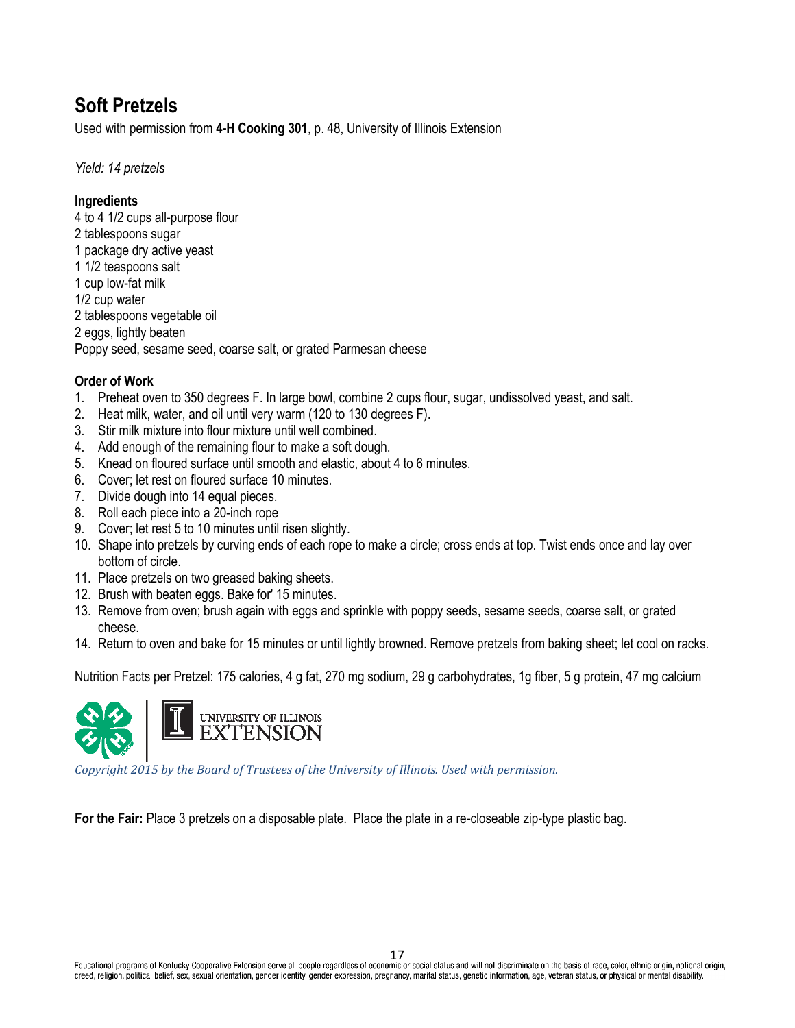# Soft Pretzels

Used with permission from **4-H Cooking 301**, p. 48, University of Illinois Extension

*Yield: 14 pretzels*

**Ingredients**

4 to 4 1/2 cups all-purpose flour
2 tablespoons sugar
1 package dry active yeast
1 1/2 teaspoons salt
1 cup low-fat milk
1/2 cup water
2 tablespoons vegetable oil
2 eggs, lightly beaten
Poppy seed, sesame seed, coarse salt, or grated Parmesan cheese

**Order of Work**

1. Preheat oven to 350 degrees F. In large bowl, combine 2 cups flour, sugar, undissolved yeast, and salt.
2. Heat milk, water, and oil until very warm (120 to 130 degrees F).
3. Stir milk mixture into flour mixture until well combined.
4. Add enough of the remaining flour to make a soft dough.
5. Knead on floured surface until smooth and elastic, about 4 to 6 minutes.
6. Cover; let rest on floured surface 10 minutes.
7. Divide dough into 14 equal pieces.
8. Roll each piece into a 20-inch rope
9. Cover; let rest 5 to 10 minutes until risen slightly.
10. Shape into pretzels by curving ends of each rope to make a circle; cross ends at top. Twist ends once and lay over bottom of circle.
11. Place pretzels on two greased baking sheets.
12. Brush with beaten eggs. Bake for' 15 minutes.
13. Remove from oven; brush again with eggs and sprinkle with poppy seeds, sesame seeds, coarse salt, or grated cheese.
14. Return to oven and bake for 15 minutes or until lightly browned. Remove pretzels from baking sheet; let cool on racks.

Nutrition Facts per Pretzel: 175 calories, 4 g fat, 270 mg sodium, 29 g carbohydrates, 1g fiber, 5 g protein, 47 mg calcium

UNIVERSITY OF ILLINOIS EXTENSION

*Copyright 2015 by the Board of Trustees of the University of Illinois. Used with permission.*

**For the Fair:** Place 3 pretzels on a disposable plate. Place the plate in a re-closeable zip-type plastic bag.

Educational programs of Kentucky Cooperative Extension serve all people regardless of economic or social status and will not discriminate on the basis of race, color, ethnic origin, national origin, creed, religion, political belief, sex, sexual orientation, gender identity, gender expression, pregnancy, marital status, genetic information, age, veteran status, or physical or mental disability.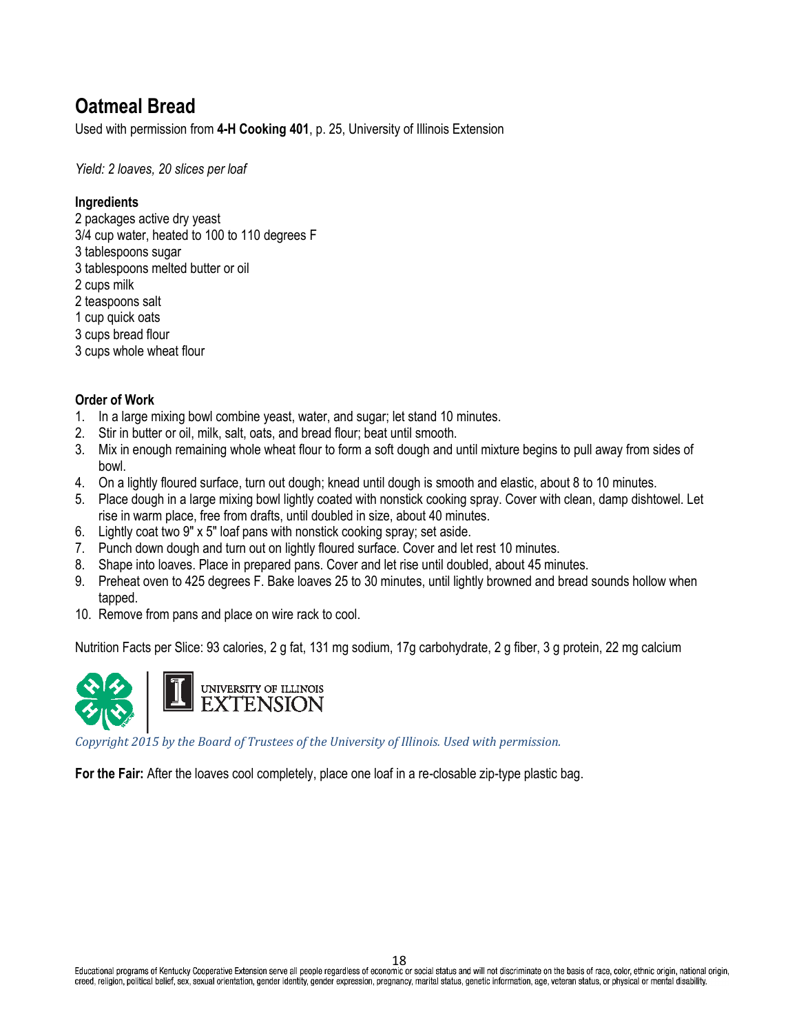# Oatmeal Bread

Used with permission from **4-H Cooking 401**, p. 25, University of Illinois Extension

*Yield: 2 loaves, 20 slices per loaf*

**Ingredients**

2 packages active dry yeast
3/4 cup water, heated to 100 to 110 degrees F
3 tablespoons sugar
3 tablespoons melted butter or oil
2 cups milk
2 teaspoons salt
1 cup quick oats
3 cups bread flour
3 cups whole wheat flour

**Order of Work**

1. In a large mixing bowl combine yeast, water, and sugar; let stand 10 minutes.
2. Stir in butter or oil, milk, salt, oats, and bread flour; beat until smooth.
3. Mix in enough remaining whole wheat flour to form a soft dough and until mixture begins to pull away from sides of bowl.
4. On a lightly floured surface, turn out dough; knead until dough is smooth and elastic, about 8 to 10 minutes.
5. Place dough in a large mixing bowl lightly coated with nonstick cooking spray. Cover with clean, damp dishtowel. Let rise in warm place, free from drafts, until doubled in size, about 40 minutes.
6. Lightly coat two 9" x 5" loaf pans with nonstick cooking spray; set aside.
7. Punch down dough and turn out on lightly floured surface. Cover and let rest 10 minutes.
8. Shape into loaves. Place in prepared pans. Cover and let rise until doubled, about 45 minutes.
9. Preheat oven to 425 degrees F. Bake loaves 25 to 30 minutes, until lightly browned and bread sounds hollow when tapped.
10. Remove from pans and place on wire rack to cool.

Nutrition Facts per Slice: 93 calories, 2 g fat, 131 mg sodium, 17g carbohydrate, 2 g fiber, 3 g protein, 22 mg calcium

UNIVERSITY OF ILLINOIS EXTENSION

*Copyright 2015 by the Board of Trustees of the University of Illinois. Used with permission.*

**For the Fair:** After the loaves cool completely, place one loaf in a re-closable zip-type plastic bag.

Educational programs of Kentucky Cooperative Extension serve all people regardless of economic or social status and will not discriminate on the basis of race, color, ethnic origin, national origin, creed, religion, political belief, sex, sexual orientation, gender identity, gender expression, pregnancy, marital status, genetic information, age, veteran status, or physical or mental disability.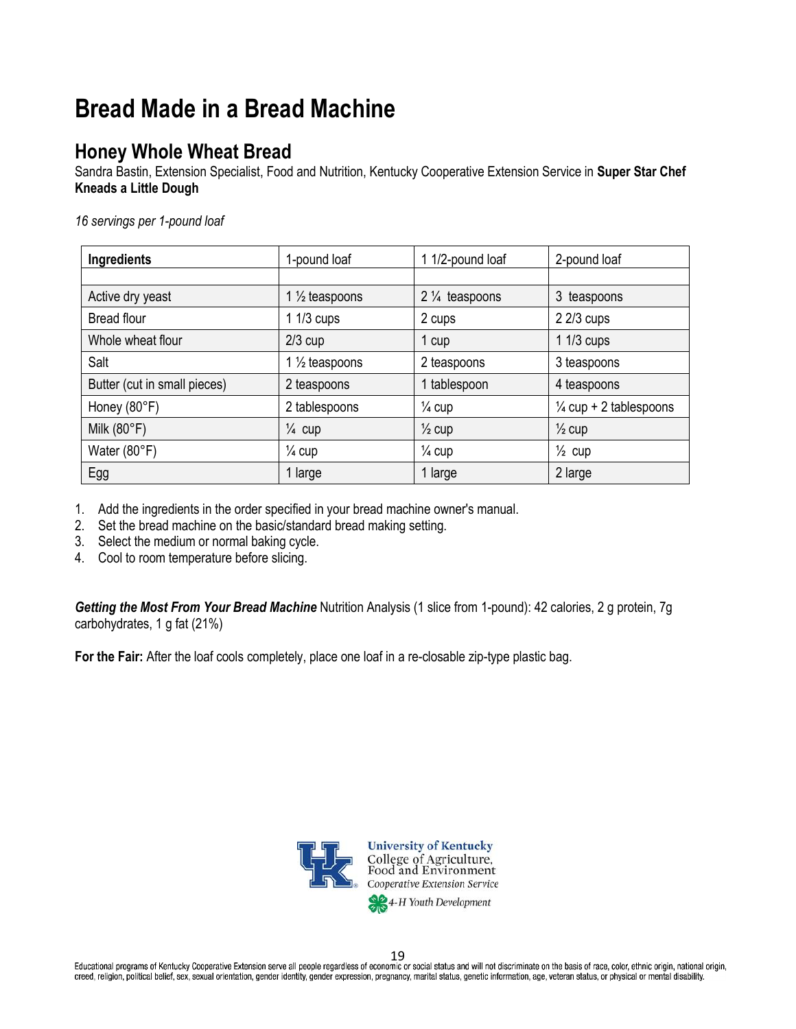# Bread Made in a Bread Machine

## Honey Whole Wheat Bread

Sandra Bastin, Extension Specialist, Food and Nutrition, Kentucky Cooperative Extension Service in **Super Star Chef Kneads a Little Dough**

*16 servings per 1-pound loaf*

| Ingredients | 1-pound loaf | 1 1/2-pound loaf | 2-pound loaf |
|---|---|---|---|
| | | | |
| Active dry yeast | 1 ½ teaspoons | 2 ¼ teaspoons | 3 teaspoons |
| Bread flour | 1 1/3 cups | 2 cups | 2 2/3 cups |
| Whole wheat flour | 2/3 cup | 1 cup | 1 1/3 cups |
| Salt | 1 ½ teaspoons | 2 teaspoons | 3 teaspoons |
| Butter (cut in small pieces) | 2 teaspoons | 1 tablespoon | 4 teaspoons |
| Honey (80°F) | 2 tablespoons | ¼ cup | ¼ cup + 2 tablespoons |
| Milk (80°F) | ¼ cup | ½ cup | ½ cup |
| Water (80°F) | ¼ cup | ¼ cup | ½ cup |
| Egg | 1 large | 1 large | 2 large |

1. Add the ingredients in the order specified in your bread machine owner's manual.
2. Set the bread machine on the basic/standard bread making setting.
3. Select the medium or normal baking cycle.
4. Cool to room temperature before slicing.

***Getting the Most From Your Bread Machine*** Nutrition Analysis (1 slice from 1-pound): 42 calories, 2 g protein, 7g carbohydrates, 1 g fat (21%)

**For the Fair:** After the loaf cools completely, place one loaf in a re-closable zip-type plastic bag.

University of Kentucky
College of Agriculture, Food and Environment
Cooperative Extension Service
4-H Youth Development

Educational programs of Kentucky Cooperative Extension serve all people regardless of economic or social status and will not discriminate on the basis of race, color, ethnic origin, national origin, creed, religion, political belief, sex, sexual orientation, gender identity, gender expression, pregnancy, marital status, genetic information, age, veteran status, or physical or mental disability.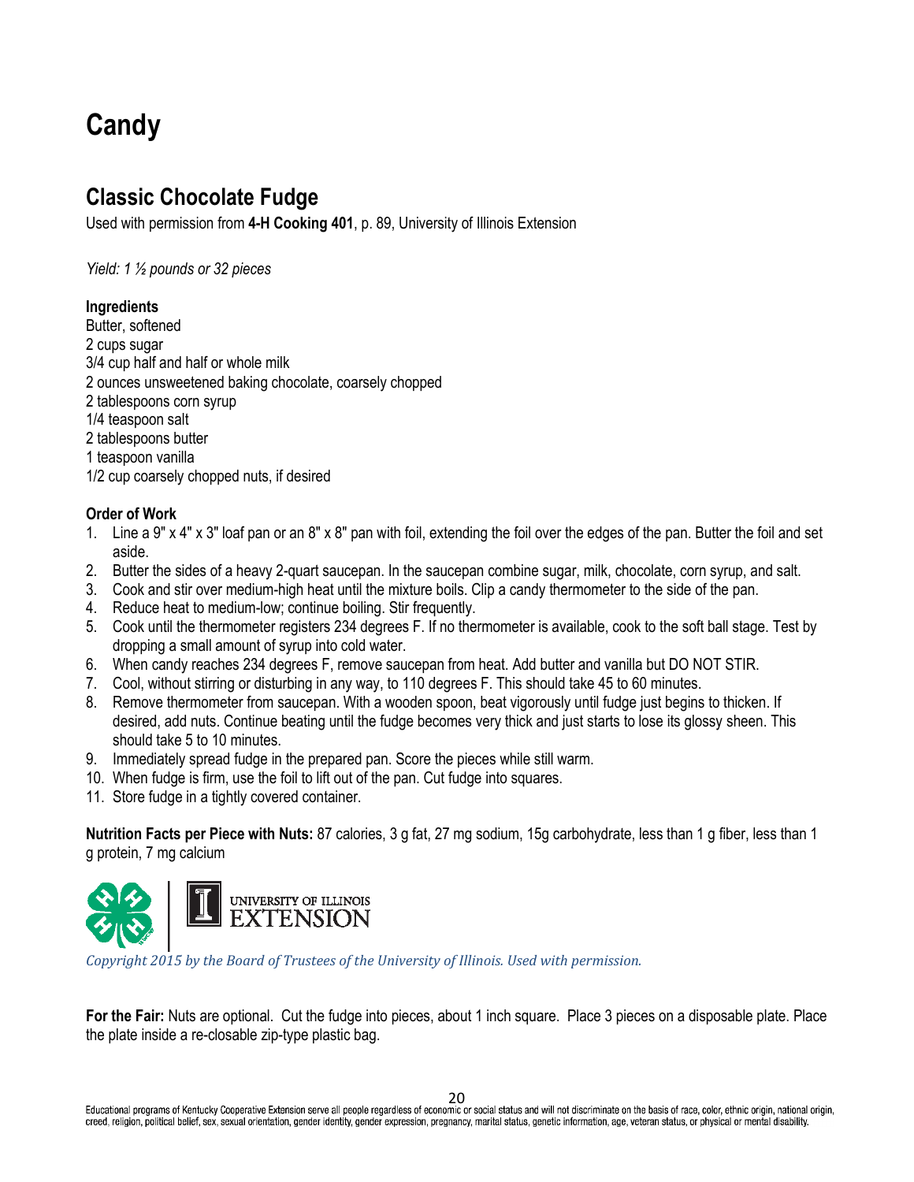# Candy

## Classic Chocolate Fudge

Used with permission from **4-H Cooking 401**, p. 89, University of Illinois Extension

*Yield: 1 ½ pounds or 32 pieces*

**Ingredients**

Butter, softened
2 cups sugar
3/4 cup half and half or whole milk
2 ounces unsweetened baking chocolate, coarsely chopped
2 tablespoons corn syrup
1/4 teaspoon salt
2 tablespoons butter
1 teaspoon vanilla
1/2 cup coarsely chopped nuts, if desired

**Order of Work**

1. Line a 9" x 4" x 3" loaf pan or an 8" x 8" pan with foil, extending the foil over the edges of the pan. Butter the foil and set aside.
2. Butter the sides of a heavy 2-quart saucepan. In the saucepan combine sugar, milk, chocolate, corn syrup, and salt.
3. Cook and stir over medium-high heat until the mixture boils. Clip a candy thermometer to the side of the pan.
4. Reduce heat to medium-low; continue boiling. Stir frequently.
5. Cook until the thermometer registers 234 degrees F. If no thermometer is available, cook to the soft ball stage. Test by dropping a small amount of syrup into cold water.
6. When candy reaches 234 degrees F, remove saucepan from heat. Add butter and vanilla but DO NOT STIR.
7. Cool, without stirring or disturbing in any way, to 110 degrees F. This should take 45 to 60 minutes.
8. Remove thermometer from saucepan. With a wooden spoon, beat vigorously until fudge just begins to thicken. If desired, add nuts. Continue beating until the fudge becomes very thick and just starts to lose its glossy sheen. This should take 5 to 10 minutes.
9. Immediately spread fudge in the prepared pan. Score the pieces while still warm.
10. When fudge is firm, use the foil to lift out of the pan. Cut fudge into squares.
11. Store fudge in a tightly covered container.

**Nutrition Facts per Piece with Nuts:** 87 calories, 3 g fat, 27 mg sodium, 15g carbohydrate, less than 1 g fiber, less than 1 g protein, 7 mg calcium

UNIVERSITY OF ILLINOIS EXTENSION

*Copyright 2015 by the Board of Trustees of the University of Illinois. Used with permission.*

**For the Fair:** Nuts are optional. Cut the fudge into pieces, about 1 inch square. Place 3 pieces on a disposable plate. Place the plate inside a re-closable zip-type plastic bag.

Educational programs of Kentucky Cooperative Extension serve all people regardless of economic or social status and will not discriminate on the basis of race, color, ethnic origin, national origin, creed, religion, political belief, sex, sexual orientation, gender identity, gender expression, pregnancy, marital status, genetic information, age, veteran status, or physical or mental disability.